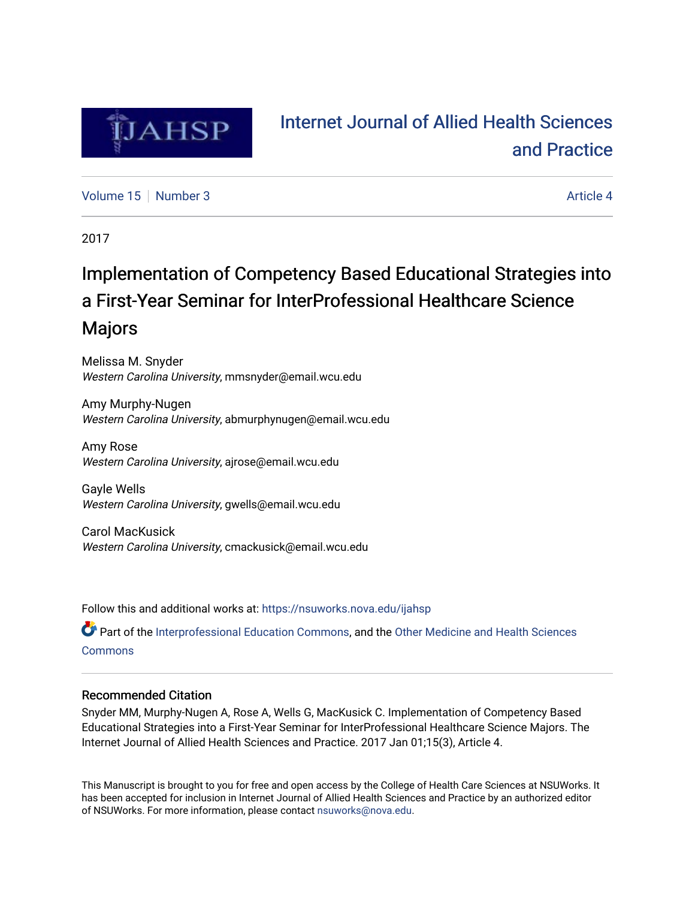# Internet Journal of Allied Health Sciences and Practice

Volume 15 | Number 3 | Article 4

2017

## Implementation of Competency Based Educational Strategies into a First-Year Seminar for InterProfessional Healthcare Science Majors

Melissa M. Snyder
*Western Carolina University*, mmsnyder@email.wcu.edu

Amy Murphy-Nugen
*Western Carolina University*, abmurphynugen@email.wcu.edu

Amy Rose
*Western Carolina University*, ajrose@email.wcu.edu

Gayle Wells
*Western Carolina University*, gwells@email.wcu.edu

Carol MacKusick
*Western Carolina University*, cmackusick@email.wcu.edu

Follow this and additional works at: https://nsuworks.nova.edu/ijahsp

Part of the Interprofessional Education Commons, and the Other Medicine and Health Sciences Commons

### Recommended Citation

Snyder MM, Murphy-Nugen A, Rose A, Wells G, MacKusick C. Implementation of Competency Based Educational Strategies into a First-Year Seminar for InterProfessional Healthcare Science Majors. The Internet Journal of Allied Health Sciences and Practice. 2017 Jan 01;15(3), Article 4.

This Manuscript is brought to you for free and open access by the College of Health Care Sciences at NSUWorks. It has been accepted for inclusion in Internet Journal of Allied Health Sciences and Practice by an authorized editor of NSUWorks. For more information, please contact nsuworks@nova.edu.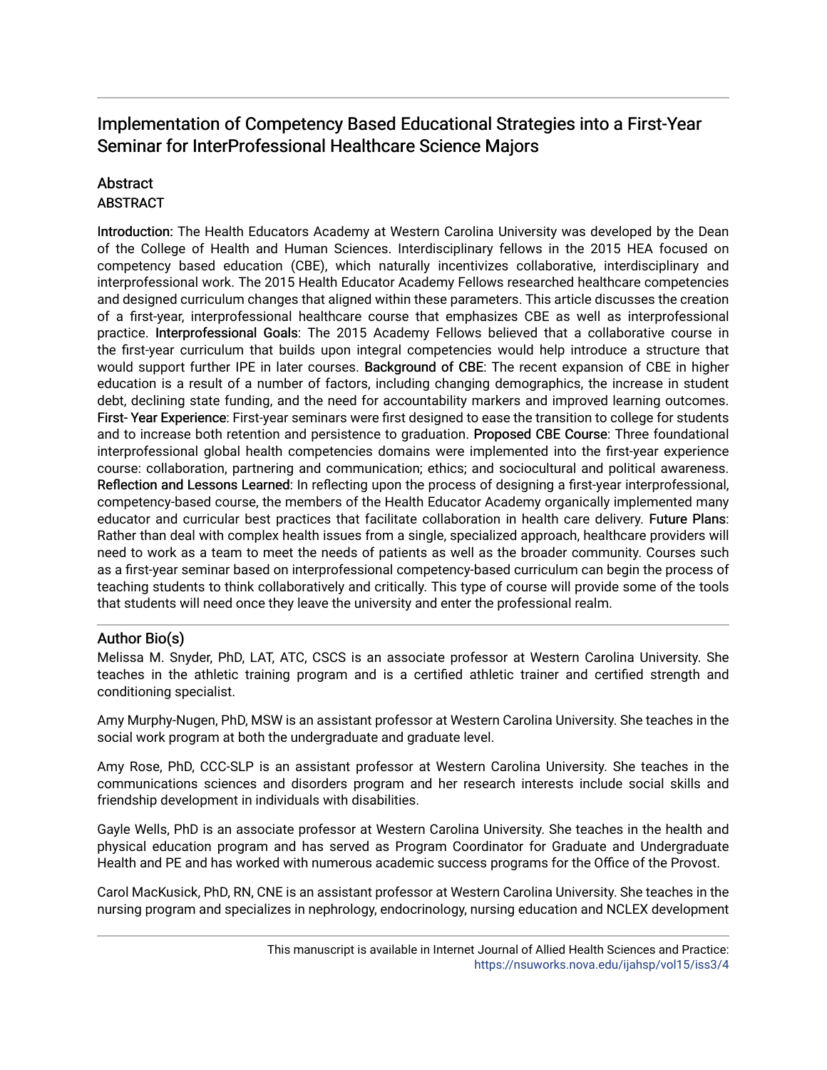# Implementation of Competency Based Educational Strategies into a First-Year Seminar for InterProfessional Healthcare Science Majors

## Abstract

### ABSTRACT

**Introduction:** The Health Educators Academy at Western Carolina University was developed by the Dean of the College of Health and Human Sciences. Interdisciplinary fellows in the 2015 HEA focused on competency based education (CBE), which naturally incentivizes collaborative, interdisciplinary and interprofessional work. The 2015 Health Educator Academy Fellows researched healthcare competencies and designed curriculum changes that aligned within these parameters. This article discusses the creation of a first-year, interprofessional healthcare course that emphasizes CBE as well as interprofessional practice. **Interprofessional Goals**: The 2015 Academy Fellows believed that a collaborative course in the first-year curriculum that builds upon integral competencies would help introduce a structure that would support further IPE in later courses. **Background of CBE**: The recent expansion of CBE in higher education is a result of a number of factors, including changing demographics, the increase in student debt, declining state funding, and the need for accountability markers and improved learning outcomes. **First- Year Experience**: First-year seminars were first designed to ease the transition to college for students and to increase both retention and persistence to graduation. **Proposed CBE Course**: Three foundational interprofessional global health competencies domains were implemented into the first-year experience course: collaboration, partnering and communication; ethics; and sociocultural and political awareness. **Reflection and Lessons Learned**: In reflecting upon the process of designing a first-year interprofessional, competency-based course, the members of the Health Educator Academy organically implemented many educator and curricular best practices that facilitate collaboration in health care delivery. **Future Plans**: Rather than deal with complex health issues from a single, specialized approach, healthcare providers will need to work as a team to meet the needs of patients as well as the broader community. Courses such as a first-year seminar based on interprofessional competency-based curriculum can begin the process of teaching students to think collaboratively and critically. This type of course will provide some of the tools that students will need once they leave the university and enter the professional realm.

## Author Bio(s)

Melissa M. Snyder, PhD, LAT, ATC, CSCS is an associate professor at Western Carolina University. She teaches in the athletic training program and is a certified athletic trainer and certified strength and conditioning specialist.

Amy Murphy-Nugen, PhD, MSW is an assistant professor at Western Carolina University. She teaches in the social work program at both the undergraduate and graduate level.

Amy Rose, PhD, CCC-SLP is an assistant professor at Western Carolina University. She teaches in the communications sciences and disorders program and her research interests include social skills and friendship development in individuals with disabilities.

Gayle Wells, PhD is an associate professor at Western Carolina University. She teaches in the health and physical education program and has served as Program Coordinator for Graduate and Undergraduate Health and PE and has worked with numerous academic success programs for the Office of the Provost.

Carol MacKusick, PhD, RN, CNE is an assistant professor at Western Carolina University. She teaches in the nursing program and specializes in nephrology, endocrinology, nursing education and NCLEX development

This manuscript is available in Internet Journal of Allied Health Sciences and Practice: https://nsuworks.nova.edu/ijahsp/vol15/iss3/4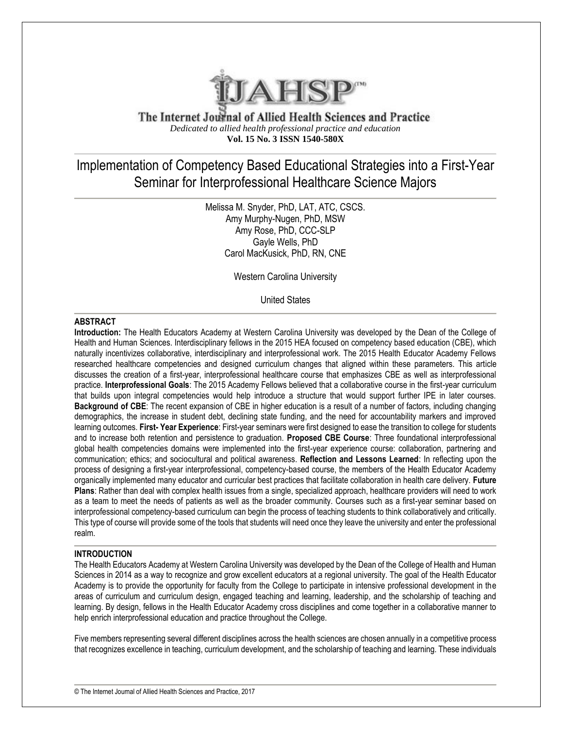# The Internet Journal of Allied Health Sciences and Practice

*Dedicated to allied health professional practice and education*

**Vol. 15 No. 3 ISSN 1540-580X**

# Implementation of Competency Based Educational Strategies into a First-Year Seminar for Interprofessional Healthcare Science Majors

Melissa M. Snyder, PhD, LAT, ATC, CSCS.
Amy Murphy-Nugen, PhD, MSW
Amy Rose, PhD, CCC-SLP
Gayle Wells, PhD
Carol MacKusick, PhD, RN, CNE

Western Carolina University

United States

## ABSTRACT

**Introduction:** The Health Educators Academy at Western Carolina University was developed by the Dean of the College of Health and Human Sciences. Interdisciplinary fellows in the 2015 HEA focused on competency based education (CBE), which naturally incentivizes collaborative, interdisciplinary and interprofessional work. The 2015 Health Educator Academy Fellows researched healthcare competencies and designed curriculum changes that aligned within these parameters. This article discusses the creation of a first-year, interprofessional healthcare course that emphasizes CBE as well as interprofessional practice. **Interprofessional Goals**: The 2015 Academy Fellows believed that a collaborative course in the first-year curriculum that builds upon integral competencies would help introduce a structure that would support further IPE in later courses. **Background of CBE**: The recent expansion of CBE in higher education is a result of a number of factors, including changing demographics, the increase in student debt, declining state funding, and the need for accountability markers and improved learning outcomes. **First- Year Experience**: First-year seminars were first designed to ease the transition to college for students and to increase both retention and persistence to graduation. **Proposed CBE Course**: Three foundational interprofessional global health competencies domains were implemented into the first-year experience course: collaboration, partnering and communication; ethics; and sociocultural and political awareness. **Reflection and Lessons Learned**: In reflecting upon the process of designing a first-year interprofessional, competency-based course, the members of the Health Educator Academy organically implemented many educator and curricular best practices that facilitate collaboration in health care delivery. **Future Plans**: Rather than deal with complex health issues from a single, specialized approach, healthcare providers will need to work as a team to meet the needs of patients as well as the broader community. Courses such as a first-year seminar based on interprofessional competency-based curriculum can begin the process of teaching students to think collaboratively and critically. This type of course will provide some of the tools that students will need once they leave the university and enter the professional realm.

## INTRODUCTION

The Health Educators Academy at Western Carolina University was developed by the Dean of the College of Health and Human Sciences in 2014 as a way to recognize and grow excellent educators at a regional university. The goal of the Health Educator Academy is to provide the opportunity for faculty from the College to participate in intensive professional development in the areas of curriculum and curriculum design, engaged teaching and learning, leadership, and the scholarship of teaching and learning. By design, fellows in the Health Educator Academy cross disciplines and come together in a collaborative manner to help enrich interprofessional education and practice throughout the College.

Five members representing several different disciplines across the health sciences are chosen annually in a competitive process that recognizes excellence in teaching, curriculum development, and the scholarship of teaching and learning. These individuals

© The Internet Journal of Allied Health Sciences and Practice, 2017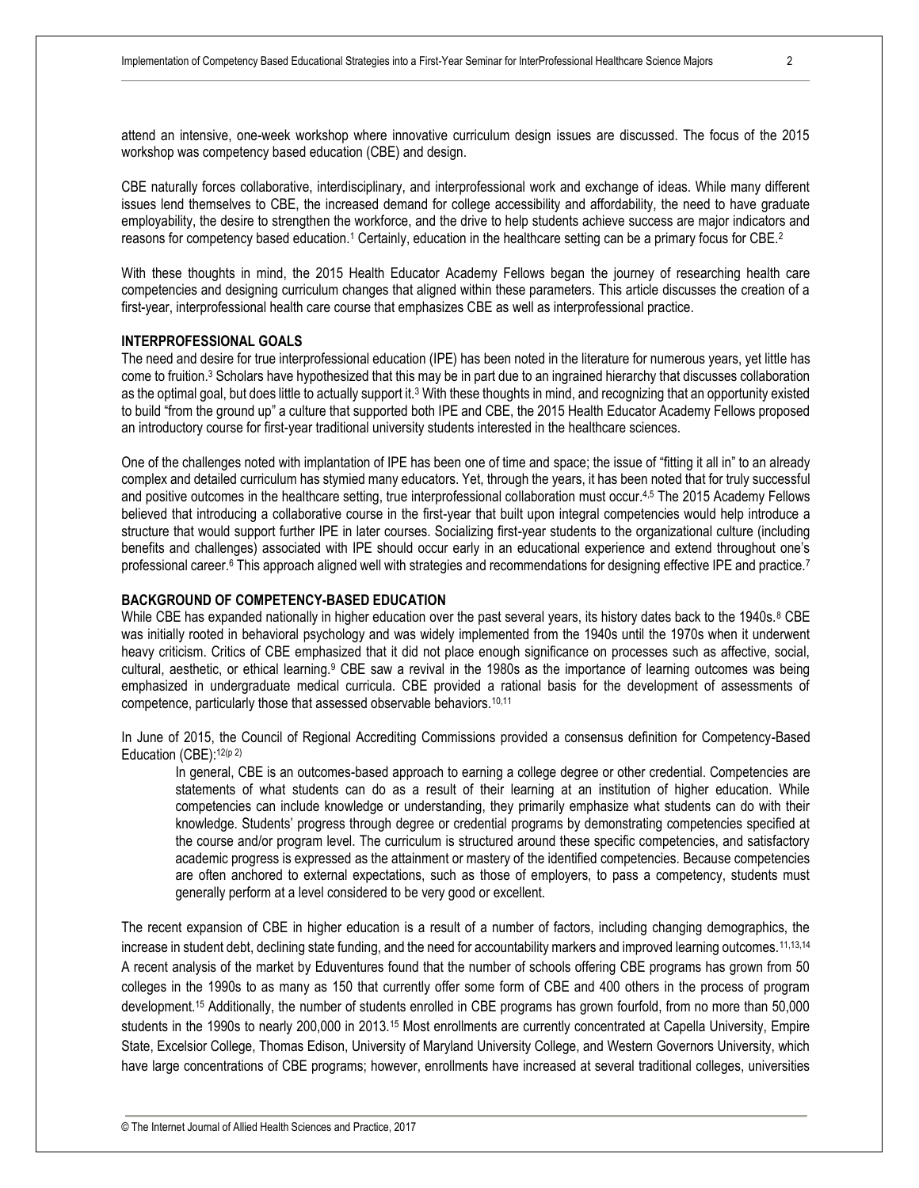attend an intensive, one-week workshop where innovative curriculum design issues are discussed. The focus of the 2015 workshop was competency based education (CBE) and design.

CBE naturally forces collaborative, interdisciplinary, and interprofessional work and exchange of ideas. While many different issues lend themselves to CBE, the increased demand for college accessibility and affordability, the need to have graduate employability, the desire to strengthen the workforce, and the drive to help students achieve success are major indicators and reasons for competency based education.[1] Certainly, education in the healthcare setting can be a primary focus for CBE.[2]

With these thoughts in mind, the 2015 Health Educator Academy Fellows began the journey of researching health care competencies and designing curriculum changes that aligned within these parameters. This article discusses the creation of a first-year, interprofessional health care course that emphasizes CBE as well as interprofessional practice.

## INTERPROFESSIONAL GOALS

The need and desire for true interprofessional education (IPE) has been noted in the literature for numerous years, yet little has come to fruition.[3] Scholars have hypothesized that this may be in part due to an ingrained hierarchy that discusses collaboration as the optimal goal, but does little to actually support it.[3] With these thoughts in mind, and recognizing that an opportunity existed to build "from the ground up" a culture that supported both IPE and CBE, the 2015 Health Educator Academy Fellows proposed an introductory course for first-year traditional university students interested in the healthcare sciences.

One of the challenges noted with implantation of IPE has been one of time and space; the issue of "fitting it all in" to an already complex and detailed curriculum has stymied many educators. Yet, through the years, it has been noted that for truly successful and positive outcomes in the healthcare setting, true interprofessional collaboration must occur.[4,5] The 2015 Academy Fellows believed that introducing a collaborative course in the first-year that built upon integral competencies would help introduce a structure that would support further IPE in later courses. Socializing first-year students to the organizational culture (including benefits and challenges) associated with IPE should occur early in an educational experience and extend throughout one's professional career.[6] This approach aligned well with strategies and recommendations for designing effective IPE and practice.[7]

## BACKGROUND OF COMPETENCY-BASED EDUCATION

While CBE has expanded nationally in higher education over the past several years, its history dates back to the 1940s.[8] CBE was initially rooted in behavioral psychology and was widely implemented from the 1940s until the 1970s when it underwent heavy criticism. Critics of CBE emphasized that it did not place enough significance on processes such as affective, social, cultural, aesthetic, or ethical learning.[9] CBE saw a revival in the 1980s as the importance of learning outcomes was being emphasized in undergraduate medical curricula. CBE provided a rational basis for the development of assessments of competence, particularly those that assessed observable behaviors.[10,11]

In June of 2015, the Council of Regional Accrediting Commissions provided a consensus definition for Competency-Based Education (CBE):[12(p 2)]

> In general, CBE is an outcomes-based approach to earning a college degree or other credential. Competencies are statements of what students can do as a result of their learning at an institution of higher education. While competencies can include knowledge or understanding, they primarily emphasize what students can do with their knowledge. Students' progress through degree or credential programs by demonstrating competencies specified at the course and/or program level. The curriculum is structured around these specific competencies, and satisfactory academic progress is expressed as the attainment or mastery of the identified competencies. Because competencies are often anchored to external expectations, such as those of employers, to pass a competency, students must generally perform at a level considered to be very good or excellent.

The recent expansion of CBE in higher education is a result of a number of factors, including changing demographics, the increase in student debt, declining state funding, and the need for accountability markers and improved learning outcomes.[11,13,14] A recent analysis of the market by Eduventures found that the number of schools offering CBE programs has grown from 50 colleges in the 1990s to as many as 150 that currently offer some form of CBE and 400 others in the process of program development.[15] Additionally, the number of students enrolled in CBE programs has grown fourfold, from no more than 50,000 students in the 1990s to nearly 200,000 in 2013.[15] Most enrollments are currently concentrated at Capella University, Empire State, Excelsior College, Thomas Edison, University of Maryland University College, and Western Governors University, which have large concentrations of CBE programs; however, enrollments have increased at several traditional colleges, universities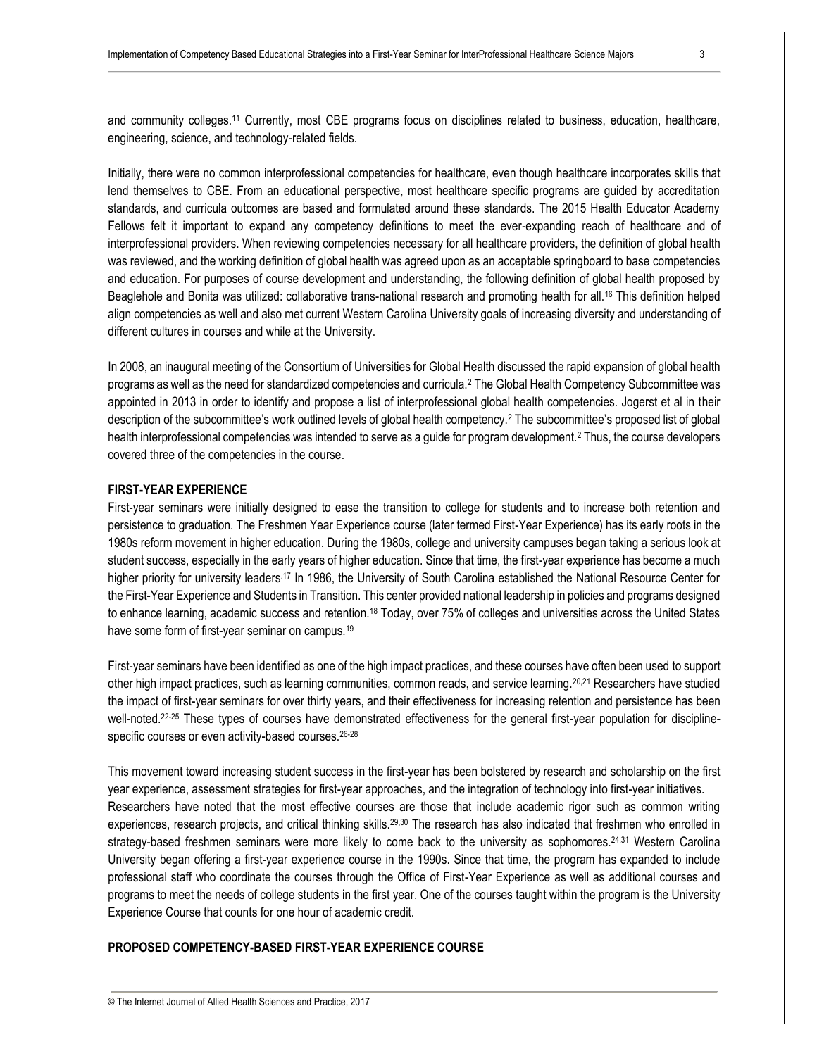and community colleges.[11] Currently, most CBE programs focus on disciplines related to business, education, healthcare, engineering, science, and technology-related fields.

Initially, there were no common interprofessional competencies for healthcare, even though healthcare incorporates skills that lend themselves to CBE. From an educational perspective, most healthcare specific programs are guided by accreditation standards, and curricula outcomes are based and formulated around these standards. The 2015 Health Educator Academy Fellows felt it important to expand any competency definitions to meet the ever-expanding reach of healthcare and of interprofessional providers. When reviewing competencies necessary for all healthcare providers, the definition of global health was reviewed, and the working definition of global health was agreed upon as an acceptable springboard to base competencies and education. For purposes of course development and understanding, the following definition of global health proposed by Beaglehole and Bonita was utilized: collaborative trans-national research and promoting health for all.[16] This definition helped align competencies as well and also met current Western Carolina University goals of increasing diversity and understanding of different cultures in courses and while at the University.

In 2008, an inaugural meeting of the Consortium of Universities for Global Health discussed the rapid expansion of global health programs as well as the need for standardized competencies and curricula.[2] The Global Health Competency Subcommittee was appointed in 2013 in order to identify and propose a list of interprofessional global health competencies. Jogerst et al in their description of the subcommittee's work outlined levels of global health competency.[2] The subcommittee's proposed list of global health interprofessional competencies was intended to serve as a guide for program development.[2] Thus, the course developers covered three of the competencies in the course.

## FIRST-YEAR EXPERIENCE

First-year seminars were initially designed to ease the transition to college for students and to increase both retention and persistence to graduation. The Freshmen Year Experience course (later termed First-Year Experience) has its early roots in the 1980s reform movement in higher education. During the 1980s, college and university campuses began taking a serious look at student success, especially in the early years of higher education. Since that time, the first-year experience has become a much higher priority for university leaders.[17] In 1986, the University of South Carolina established the National Resource Center for the First-Year Experience and Students in Transition. This center provided national leadership in policies and programs designed to enhance learning, academic success and retention.[18] Today, over 75% of colleges and universities across the United States have some form of first-year seminar on campus.[19]

First-year seminars have been identified as one of the high impact practices, and these courses have often been used to support other high impact practices, such as learning communities, common reads, and service learning.[20,21] Researchers have studied the impact of first-year seminars for over thirty years, and their effectiveness for increasing retention and persistence has been well-noted.[22-25] These types of courses have demonstrated effectiveness for the general first-year population for discipline-specific courses or even activity-based courses.[26-28]

This movement toward increasing student success in the first-year has been bolstered by research and scholarship on the first year experience, assessment strategies for first-year approaches, and the integration of technology into first-year initiatives. Researchers have noted that the most effective courses are those that include academic rigor such as common writing experiences, research projects, and critical thinking skills.[29,30] The research has also indicated that freshmen who enrolled in strategy-based freshmen seminars were more likely to come back to the university as sophomores.[24,31] Western Carolina University began offering a first-year experience course in the 1990s. Since that time, the program has expanded to include professional staff who coordinate the courses through the Office of First-Year Experience as well as additional courses and programs to meet the needs of college students in the first year. One of the courses taught within the program is the University Experience Course that counts for one hour of academic credit.

## PROPOSED COMPETENCY-BASED FIRST-YEAR EXPERIENCE COURSE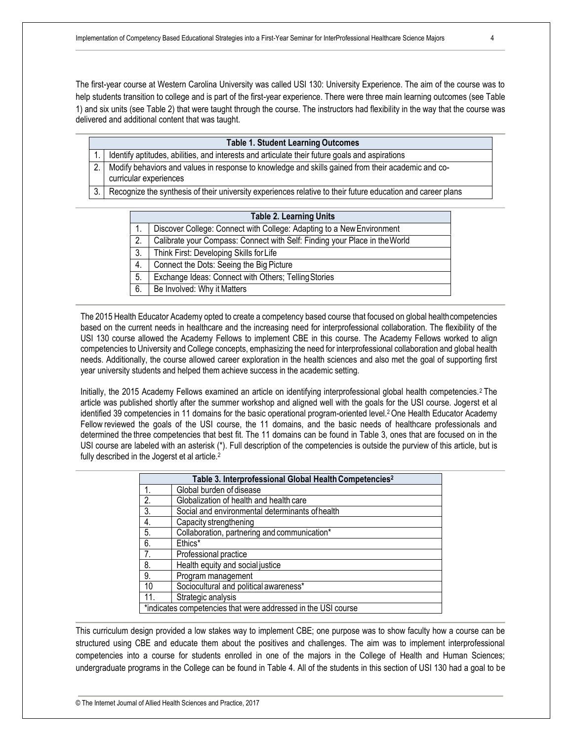The first-year course at Western Carolina University was called USI 130: University Experience. The aim of the course was to help students transition to college and is part of the first-year experience. There were three main learning outcomes (see Table 1) and six units (see Table 2) that were taught through the course. The instructors had flexibility in the way that the course was delivered and additional content that was taught.

| Table 1. Student Learning Outcomes | |
|---|---|
| 1. | Identify aptitudes, abilities, and interests and articulate their future goals and aspirations |
| 2. | Modify behaviors and values in response to knowledge and skills gained from their academic and co-curricular experiences |
| 3. | Recognize the synthesis of their university experiences relative to their future education and career plans |

| Table 2. Learning Units | |
|---|---|
| 1. | Discover College: Connect with College: Adapting to a New Environment |
| 2. | Calibrate your Compass: Connect with Self: Finding your Place in the World |
| 3. | Think First: Developing Skills for Life |
| 4. | Connect the Dots: Seeing the Big Picture |
| 5. | Exchange Ideas: Connect with Others; Telling Stories |
| 6. | Be Involved: Why it Matters |

The 2015 Health Educator Academy opted to create a competency based course that focused on global health competencies based on the current needs in healthcare and the increasing need for interprofessional collaboration. The flexibility of the USI 130 course allowed the Academy Fellows to implement CBE in this course. The Academy Fellows worked to align competencies to University and College concepts, emphasizing the need for interprofessional collaboration and global health needs. Additionally, the course allowed career exploration in the health sciences and also met the goal of supporting first year university students and helped them achieve success in the academic setting.

Initially, the 2015 Academy Fellows examined an article on identifying interprofessional global health competencies.[2] The article was published shortly after the summer workshop and aligned well with the goals for the USI course. Jogerst et al identified 39 competencies in 11 domains for the basic operational program-oriented level.[2] One Health Educator Academy Fellow reviewed the goals of the USI course, the 11 domains, and the basic needs of healthcare professionals and determined the three competencies that best fit. The 11 domains can be found in Table 3, ones that are focused on in the USI course are labeled with an asterisk (*). Full description of the competencies is outside the purview of this article, but is fully described in the Jogerst et al article.[2]

| Table 3. Interprofessional Global Health Competencies[2] | |
|---|---|
| 1. | Global burden of disease |
| 2. | Globalization of health and health care |
| 3. | Social and environmental determinants of health |
| 4. | Capacity strengthening |
| 5. | Collaboration, partnering and communication* |
| 6. | Ethics* |
| 7. | Professional practice |
| 8. | Health equity and social justice |
| 9. | Program management |
| 10 | Sociocultural and political awareness* |
| 11. | Strategic analysis |
| *indicates competencies that were addressed in the USI course | |

This curriculum design provided a low stakes way to implement CBE; one purpose was to show faculty how a course can be structured using CBE and educate them about the positives and challenges. The aim was to implement interprofessional competencies into a course for students enrolled in one of the majors in the College of Health and Human Sciences; undergraduate programs in the College can be found in Table 4. All of the students in this section of USI 130 had a goal to be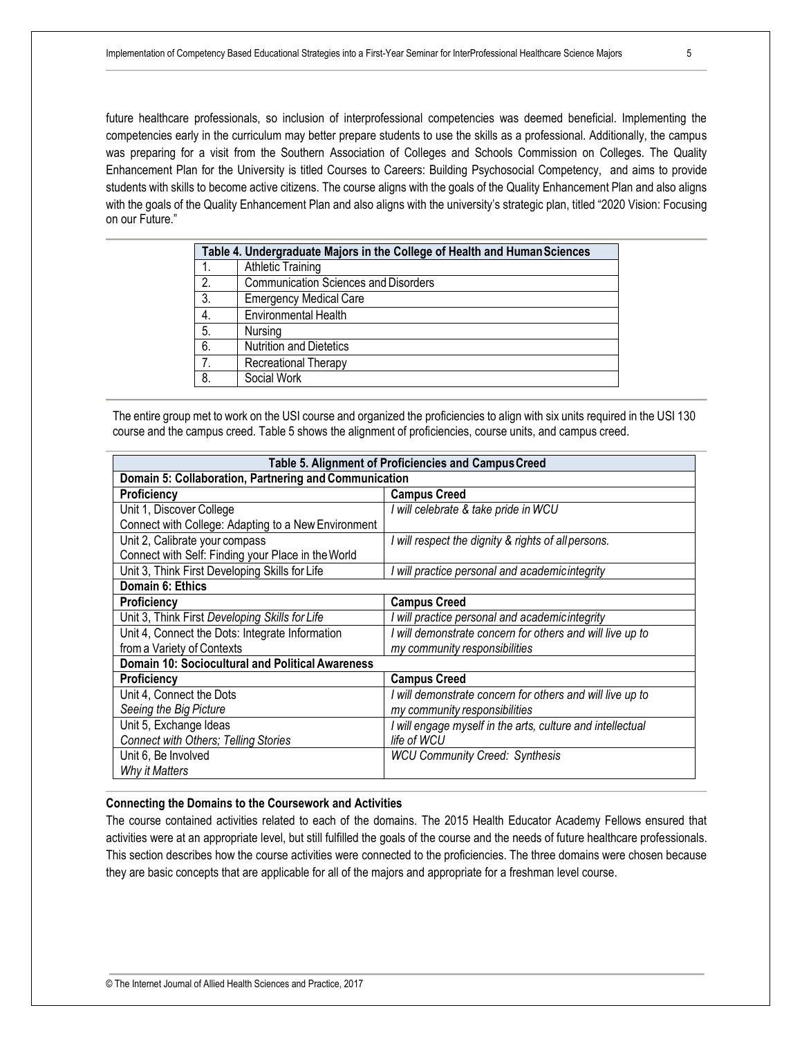future healthcare professionals, so inclusion of interprofessional competencies was deemed beneficial. Implementing the competencies early in the curriculum may better prepare students to use the skills as a professional. Additionally, the campus was preparing for a visit from the Southern Association of Colleges and Schools Commission on Colleges. The Quality Enhancement Plan for the University is titled Courses to Careers: Building Psychosocial Competency, and aims to provide students with skills to become active citizens. The course aligns with the goals of the Quality Enhancement Plan and also aligns with the goals of the Quality Enhancement Plan and also aligns with the university's strategic plan, titled "2020 Vision: Focusing on our Future."

| Table 4. Undergraduate Majors in the College of Health and Human Sciences | |
|---|---|
| 1. | Athletic Training |
| 2. | Communication Sciences and Disorders |
| 3. | Emergency Medical Care |
| 4. | Environmental Health |
| 5. | Nursing |
| 6. | Nutrition and Dietetics |
| 7. | Recreational Therapy |
| 8. | Social Work |

The entire group met to work on the USI course and organized the proficiencies to align with six units required in the USI 130 course and the campus creed. Table 5 shows the alignment of proficiencies, course units, and campus creed.

| Table 5. Alignment of Proficiencies and Campus Creed | |
|---|---|
| **Domain 5: Collaboration, Partnering and Communication** | |
| **Proficiency** | **Campus Creed** |
| Unit 1, Discover College<br>Connect with College: Adapting to a New Environment | *I will celebrate & take pride in WCU* |
| Unit 2, Calibrate your compass<br>Connect with Self: Finding your Place in the World | *I will respect the dignity & rights of all persons.* |
| Unit 3, Think First Developing Skills for Life | *I will practice personal and academic integrity* |
| **Domain 6: Ethics** | |
| **Proficiency** | **Campus Creed** |
| Unit 3, Think First *Developing Skills for Life* | *I will practice personal and academic integrity* |
| Unit 4, Connect the Dots: Integrate Information from a Variety of Contexts | *I will demonstrate concern for others and will live up to my community responsibilities* |
| **Domain 10: Sociocultural and Political Awareness** | |
| **Proficiency** | **Campus Creed** |
| Unit 4, Connect the Dots<br>*Seeing the Big Picture* | *I will demonstrate concern for others and will live up to my community responsibilities* |
| Unit 5, Exchange Ideas<br>*Connect with Others; Telling Stories* | *I will engage myself in the arts, culture and intellectual life of WCU* |
| Unit 6, Be Involved<br>*Why it Matters* | *WCU Community Creed: Synthesis* |

**Connecting the Domains to the Coursework and Activities**

The course contained activities related to each of the domains. The 2015 Health Educator Academy Fellows ensured that activities were at an appropriate level, but still fulfilled the goals of the course and the needs of future healthcare professionals. This section describes how the course activities were connected to the proficiencies. The three domains were chosen because they are basic concepts that are applicable for all of the majors and appropriate for a freshman level course.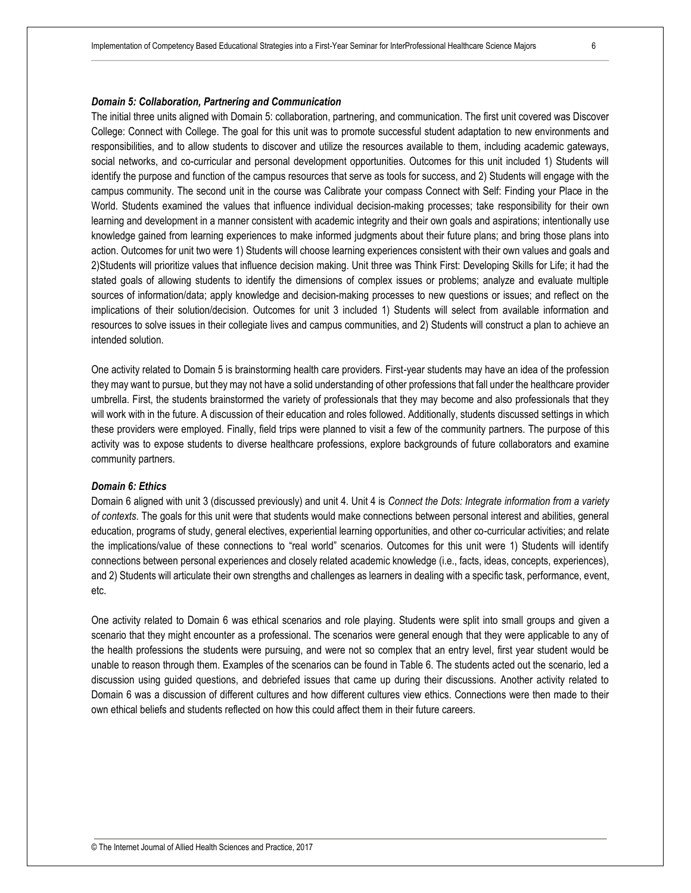#### *Domain 5: Collaboration, Partnering and Communication*

The initial three units aligned with Domain 5: collaboration, partnering, and communication. The first unit covered was Discover College: Connect with College. The goal for this unit was to promote successful student adaptation to new environments and responsibilities, and to allow students to discover and utilize the resources available to them, including academic gateways, social networks, and co-curricular and personal development opportunities. Outcomes for this unit included 1) Students will identify the purpose and function of the campus resources that serve as tools for success, and 2) Students will engage with the campus community. The second unit in the course was Calibrate your compass Connect with Self: Finding your Place in the World. Students examined the values that influence individual decision-making processes; take responsibility for their own learning and development in a manner consistent with academic integrity and their own goals and aspirations; intentionally use knowledge gained from learning experiences to make informed judgments about their future plans; and bring those plans into action. Outcomes for unit two were 1) Students will choose learning experiences consistent with their own values and goals and 2)Students will prioritize values that influence decision making. Unit three was Think First: Developing Skills for Life; it had the stated goals of allowing students to identify the dimensions of complex issues or problems; analyze and evaluate multiple sources of information/data; apply knowledge and decision-making processes to new questions or issues; and reflect on the implications of their solution/decision. Outcomes for unit 3 included 1) Students will select from available information and resources to solve issues in their collegiate lives and campus communities, and 2) Students will construct a plan to achieve an intended solution.

One activity related to Domain 5 is brainstorming health care providers. First-year students may have an idea of the profession they may want to pursue, but they may not have a solid understanding of other professions that fall under the healthcare provider umbrella. First, the students brainstormed the variety of professionals that they may become and also professionals that they will work with in the future. A discussion of their education and roles followed. Additionally, students discussed settings in which these providers were employed. Finally, field trips were planned to visit a few of the community partners. The purpose of this activity was to expose students to diverse healthcare professions, explore backgrounds of future collaborators and examine community partners.

#### *Domain 6: Ethics*

Domain 6 aligned with unit 3 (discussed previously) and unit 4. Unit 4 is *Connect the Dots: Integrate information from a variety of contexts*. The goals for this unit were that students would make connections between personal interest and abilities, general education, programs of study, general electives, experiential learning opportunities, and other co-curricular activities; and relate the implications/value of these connections to "real world" scenarios. Outcomes for this unit were 1) Students will identify connections between personal experiences and closely related academic knowledge (i.e., facts, ideas, concepts, experiences), and 2) Students will articulate their own strengths and challenges as learners in dealing with a specific task, performance, event, etc.

One activity related to Domain 6 was ethical scenarios and role playing. Students were split into small groups and given a scenario that they might encounter as a professional. The scenarios were general enough that they were applicable to any of the health professions the students were pursuing, and were not so complex that an entry level, first year student would be unable to reason through them. Examples of the scenarios can be found in Table 6. The students acted out the scenario, led a discussion using guided questions, and debriefed issues that came up during their discussions. Another activity related to Domain 6 was a discussion of different cultures and how different cultures view ethics. Connections were then made to their own ethical beliefs and students reflected on how this could affect them in their future careers.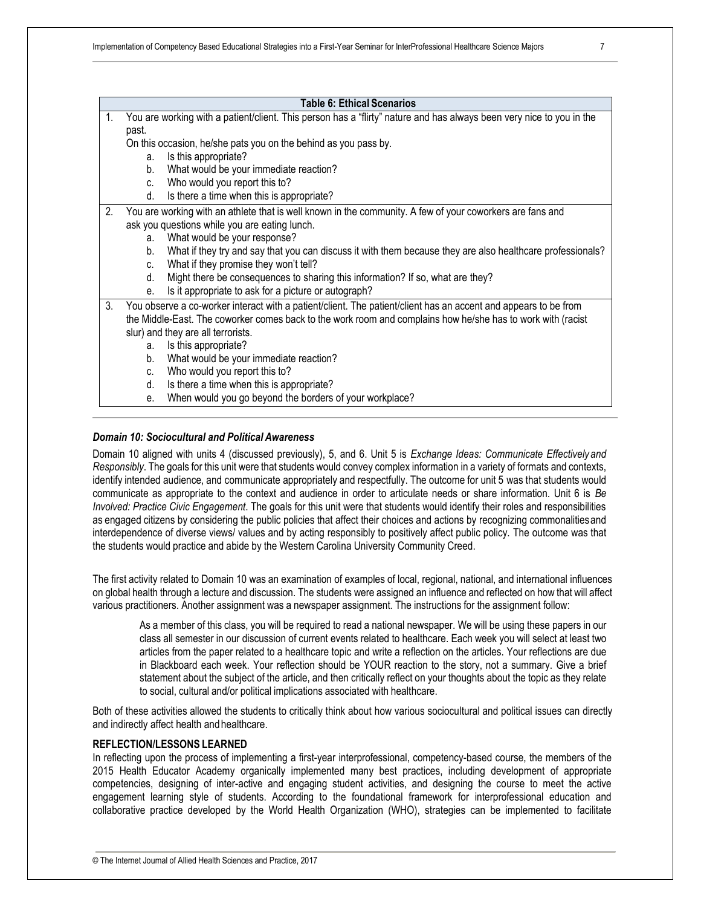**Table 6: Ethical Scenarios**

1. You are working with a patient/client. This person has a "flirty" nature and has always been very nice to you in the past.
   On this occasion, he/she pats you on the behind as you pass by.
   a. Is this appropriate?
   b. What would be your immediate reaction?
   c. Who would you report this to?
   d. Is there a time when this is appropriate?
2. You are working with an athlete that is well known in the community. A few of your coworkers are fans and ask you questions while you are eating lunch.
   a. What would be your response?
   b. What if they try and say that you can discuss it with them because they are also healthcare professionals?
   c. What if they promise they won't tell?
   d. Might there be consequences to sharing this information? If so, what are they?
   e. Is it appropriate to ask for a picture or autograph?
3. You observe a co-worker interact with a patient/client. The patient/client has an accent and appears to be from the Middle-East. The coworker comes back to the work room and complains how he/she has to work with (racist slur) and they are all terrorists.
   a. Is this appropriate?
   b. What would be your immediate reaction?
   c. Who would you report this to?
   d. Is there a time when this is appropriate?
   e. When would you go beyond the borders of your workplace?

### *Domain 10: Sociocultural and Political Awareness*

Domain 10 aligned with units 4 (discussed previously), 5, and 6. Unit 5 is *Exchange Ideas: Communicate Effectively and Responsibly*. The goals for this unit were that students would convey complex information in a variety of formats and contexts, identify intended audience, and communicate appropriately and respectfully. The outcome for unit 5 was that students would communicate as appropriate to the context and audience in order to articulate needs or share information. Unit 6 is *Be Involved: Practice Civic Engagement*. The goals for this unit were that students would identify their roles and responsibilities as engaged citizens by considering the public policies that affect their choices and actions by recognizing commonalities and interdependence of diverse views/ values and by acting responsibly to positively affect public policy. The outcome was that the students would practice and abide by the Western Carolina University Community Creed.

The first activity related to Domain 10 was an examination of examples of local, regional, national, and international influences on global health through a lecture and discussion. The students were assigned an influence and reflected on how that will affect various practitioners. Another assignment was a newspaper assignment. The instructions for the assignment follow:

> As a member of this class, you will be required to read a national newspaper. We will be using these papers in our class all semester in our discussion of current events related to healthcare. Each week you will select at least two articles from the paper related to a healthcare topic and write a reflection on the articles. Your reflections are due in Blackboard each week. Your reflection should be YOUR reaction to the story, not a summary. Give a brief statement about the subject of the article, and then critically reflect on your thoughts about the topic as they relate to social, cultural and/or political implications associated with healthcare.

Both of these activities allowed the students to critically think about how various sociocultural and political issues can directly and indirectly affect health and healthcare.

## REFLECTION/LESSONS LEARNED

In reflecting upon the process of implementing a first-year interprofessional, competency-based course, the members of the 2015 Health Educator Academy organically implemented many best practices, including development of appropriate competencies, designing of inter-active and engaging student activities, and designing the course to meet the active engagement learning style of students. According to the foundational framework for interprofessional education and collaborative practice developed by the World Health Organization (WHO), strategies can be implemented to facilitate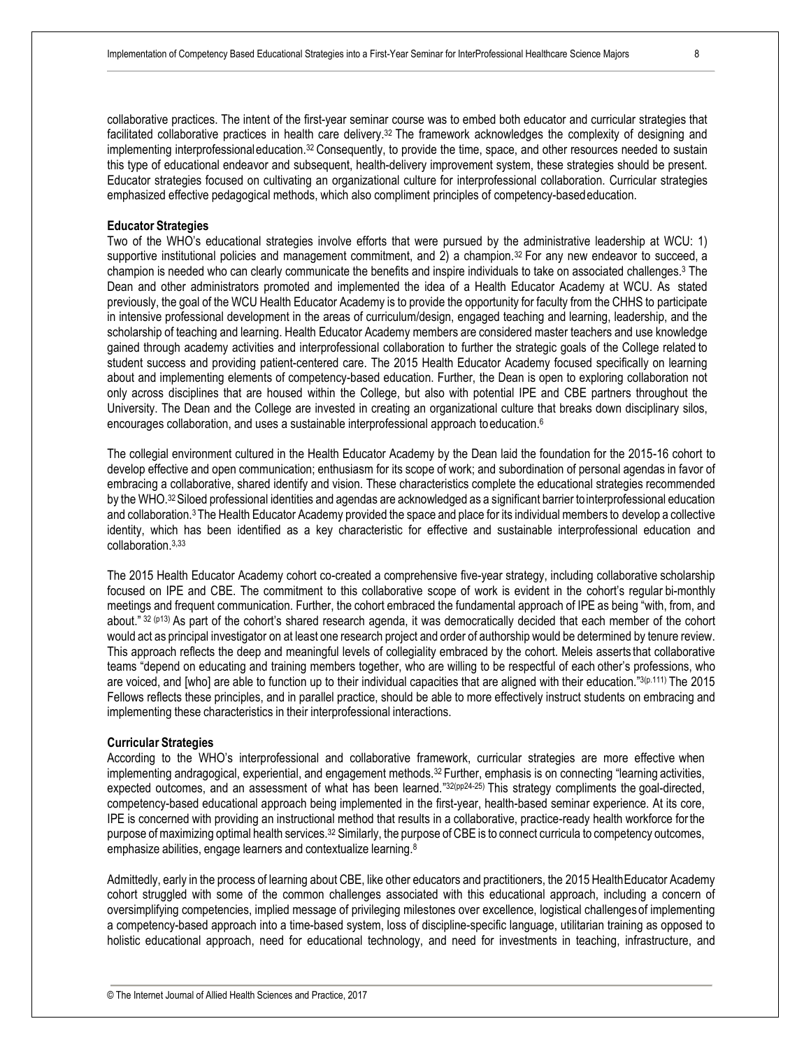collaborative practices. The intent of the first-year seminar course was to embed both educator and curricular strategies that facilitated collaborative practices in health care delivery.[32] The framework acknowledges the complexity of designing and implementing interprofessional education.[32] Consequently, to provide the time, space, and other resources needed to sustain this type of educational endeavor and subsequent, health-delivery improvement system, these strategies should be present. Educator strategies focused on cultivating an organizational culture for interprofessional collaboration. Curricular strategies emphasized effective pedagogical methods, which also compliment principles of competency-based education.

**Educator Strategies**

Two of the WHO's educational strategies involve efforts that were pursued by the administrative leadership at WCU: 1) supportive institutional policies and management commitment, and 2) a champion.[32] For any new endeavor to succeed, a champion is needed who can clearly communicate the benefits and inspire individuals to take on associated challenges.[3] The Dean and other administrators promoted and implemented the idea of a Health Educator Academy at WCU. As stated previously, the goal of the WCU Health Educator Academy is to provide the opportunity for faculty from the CHHS to participate in intensive professional development in the areas of curriculum/design, engaged teaching and learning, leadership, and the scholarship of teaching and learning. Health Educator Academy members are considered master teachers and use knowledge gained through academy activities and interprofessional collaboration to further the strategic goals of the College related to student success and providing patient-centered care. The 2015 Health Educator Academy focused specifically on learning about and implementing elements of competency-based education. Further, the Dean is open to exploring collaboration not only across disciplines that are housed within the College, but also with potential IPE and CBE partners throughout the University. The Dean and the College are invested in creating an organizational culture that breaks down disciplinary silos, encourages collaboration, and uses a sustainable interprofessional approach to education.[6]

The collegial environment cultured in the Health Educator Academy by the Dean laid the foundation for the 2015-16 cohort to develop effective and open communication; enthusiasm for its scope of work; and subordination of personal agendas in favor of embracing a collaborative, shared identify and vision. These characteristics complete the educational strategies recommended by the WHO.[32] Siloed professional identities and agendas are acknowledged as a significant barrier to interprofessional education and collaboration.[3] The Health Educator Academy provided the space and place for its individual members to develop a collective identity, which has been identified as a key characteristic for effective and sustainable interprofessional education and collaboration.[3,33]

The 2015 Health Educator Academy cohort co-created a comprehensive five-year strategy, including collaborative scholarship focused on IPE and CBE. The commitment to this collaborative scope of work is evident in the cohort's regular bi-monthly meetings and frequent communication. Further, the cohort embraced the fundamental approach of IPE as being "with, from, and about." [32 (p13)] As part of the cohort's shared research agenda, it was democratically decided that each member of the cohort would act as principal investigator on at least one research project and order of authorship would be determined by tenure review. This approach reflects the deep and meaningful levels of collegiality embraced by the cohort. Meleis asserts that collaborative teams "depend on educating and training members together, who are willing to be respectful of each other's professions, who are voiced, and [who] are able to function up to their individual capacities that are aligned with their education."[3(p.111)] The 2015 Fellows reflects these principles, and in parallel practice, should be able to more effectively instruct students on embracing and implementing these characteristics in their interprofessional interactions.

**Curricular Strategies**

According to the WHO's interprofessional and collaborative framework, curricular strategies are more effective when implementing andragogical, experiential, and engagement methods.[32] Further, emphasis is on connecting "learning activities, expected outcomes, and an assessment of what has been learned."[32(pp24-25)] This strategy compliments the goal-directed, competency-based educational approach being implemented in the first-year, health-based seminar experience. At its core, IPE is concerned with providing an instructional method that results in a collaborative, practice-ready health workforce for the purpose of maximizing optimal health services.[32] Similarly, the purpose of CBE is to connect curricula to competency outcomes, emphasize abilities, engage learners and contextualize learning.[8]

Admittedly, early in the process of learning about CBE, like other educators and practitioners, the 2015 Health Educator Academy cohort struggled with some of the common challenges associated with this educational approach, including a concern of oversimplifying competencies, implied message of privileging milestones over excellence, logistical challenges of implementing a competency-based approach into a time-based system, loss of discipline-specific language, utilitarian training as opposed to holistic educational approach, need for educational technology, and need for investments in teaching, infrastructure, and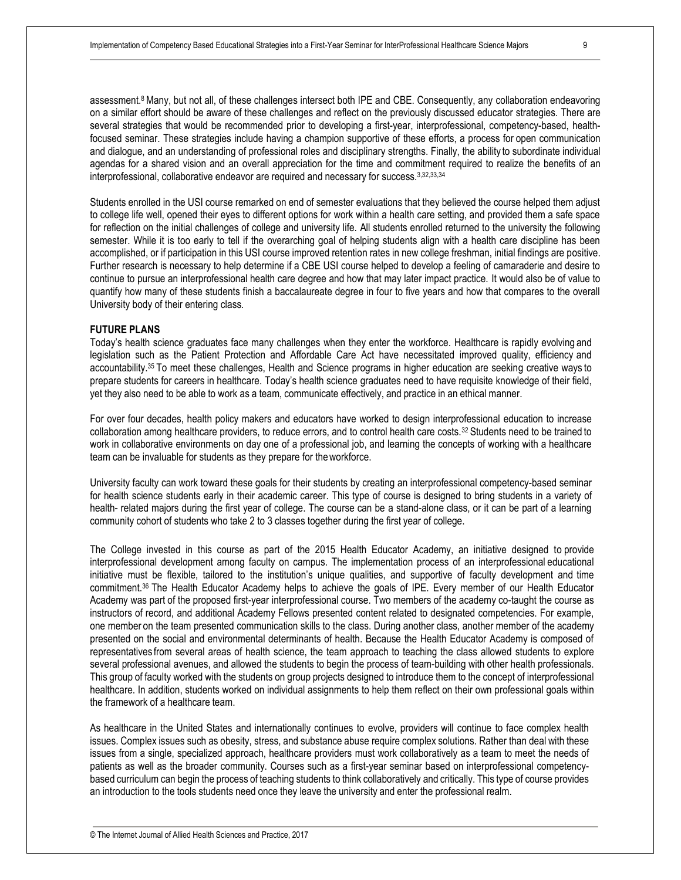assessment.[8] Many, but not all, of these challenges intersect both IPE and CBE. Consequently, any collaboration endeavoring on a similar effort should be aware of these challenges and reflect on the previously discussed educator strategies. There are several strategies that would be recommended prior to developing a first-year, interprofessional, competency-based, health-focused seminar. These strategies include having a champion supportive of these efforts, a process for open communication and dialogue, and an understanding of professional roles and disciplinary strengths. Finally, the ability to subordinate individual agendas for a shared vision and an overall appreciation for the time and commitment required to realize the benefits of an interprofessional, collaborative endeavor are required and necessary for success.[3,32,33,34]

Students enrolled in the USI course remarked on end of semester evaluations that they believed the course helped them adjust to college life well, opened their eyes to different options for work within a health care setting, and provided them a safe space for reflection on the initial challenges of college and university life. All students enrolled returned to the university the following semester. While it is too early to tell if the overarching goal of helping students align with a health care discipline has been accomplished, or if participation in this USI course improved retention rates in new college freshman, initial findings are positive. Further research is necessary to help determine if a CBE USI course helped to develop a feeling of camaraderie and desire to continue to pursue an interprofessional health care degree and how that may later impact practice. It would also be of value to quantify how many of these students finish a baccalaureate degree in four to five years and how that compares to the overall University body of their entering class.

## FUTURE PLANS

Today's health science graduates face many challenges when they enter the workforce. Healthcare is rapidly evolving and legislation such as the Patient Protection and Affordable Care Act have necessitated improved quality, efficiency and accountability.[35] To meet these challenges, Health and Science programs in higher education are seeking creative ways to prepare students for careers in healthcare. Today's health science graduates need to have requisite knowledge of their field, yet they also need to be able to work as a team, communicate effectively, and practice in an ethical manner.

For over four decades, health policy makers and educators have worked to design interprofessional education to increase collaboration among healthcare providers, to reduce errors, and to control health care costs.[32] Students need to be trained to work in collaborative environments on day one of a professional job, and learning the concepts of working with a healthcare team can be invaluable for students as they prepare for the workforce.

University faculty can work toward these goals for their students by creating an interprofessional competency-based seminar for health science students early in their academic career. This type of course is designed to bring students in a variety of health- related majors during the first year of college. The course can be a stand-alone class, or it can be part of a learning community cohort of students who take 2 to 3 classes together during the first year of college.

The College invested in this course as part of the 2015 Health Educator Academy, an initiative designed to provide interprofessional development among faculty on campus. The implementation process of an interprofessional educational initiative must be flexible, tailored to the institution's unique qualities, and supportive of faculty development and time commitment.[36] The Health Educator Academy helps to achieve the goals of IPE. Every member of our Health Educator Academy was part of the proposed first-year interprofessional course. Two members of the academy co-taught the course as instructors of record, and additional Academy Fellows presented content related to designated competencies. For example, one member on the team presented communication skills to the class. During another class, another member of the academy presented on the social and environmental determinants of health. Because the Health Educator Academy is composed of representatives from several areas of health science, the team approach to teaching the class allowed students to explore several professional avenues, and allowed the students to begin the process of team-building with other health professionals. This group of faculty worked with the students on group projects designed to introduce them to the concept of interprofessional healthcare. In addition, students worked on individual assignments to help them reflect on their own professional goals within the framework of a healthcare team.

As healthcare in the United States and internationally continues to evolve, providers will continue to face complex health issues. Complex issues such as obesity, stress, and substance abuse require complex solutions. Rather than deal with these issues from a single, specialized approach, healthcare providers must work collaboratively as a team to meet the needs of patients as well as the broader community. Courses such as a first-year seminar based on interprofessional competency-based curriculum can begin the process of teaching students to think collaboratively and critically. This type of course provides an introduction to the tools students need once they leave the university and enter the professional realm.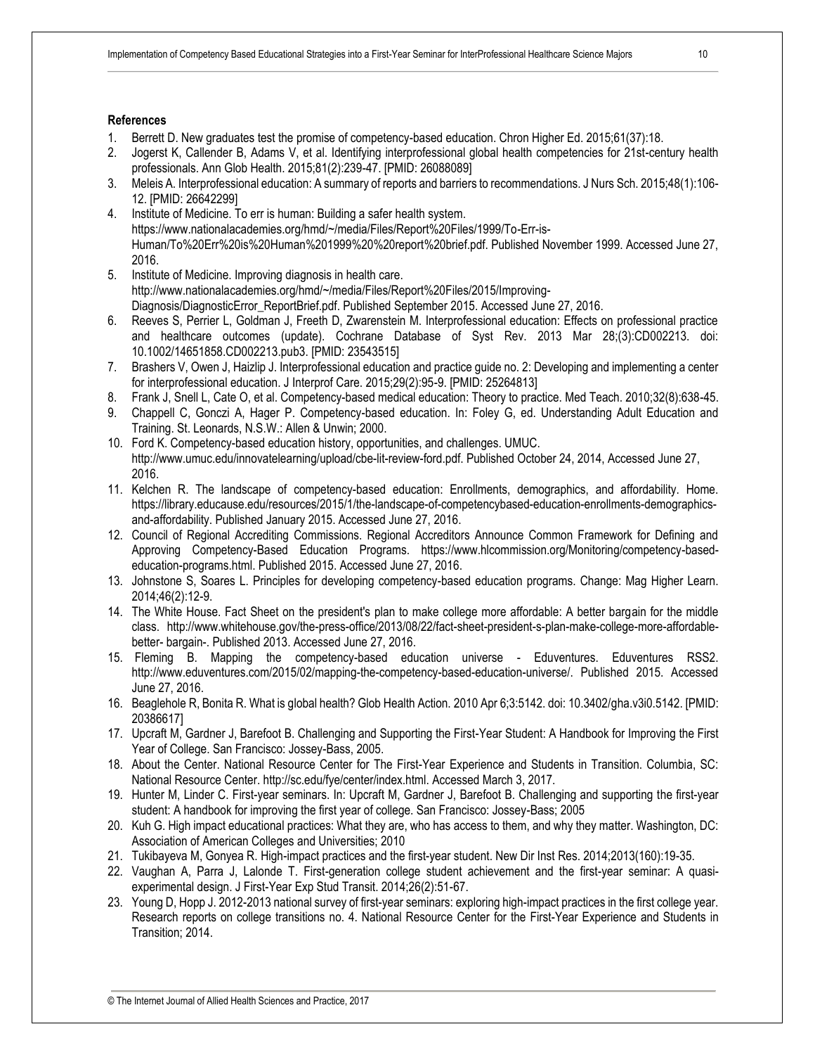### References

1. Berrett D. New graduates test the promise of competency-based education. Chron Higher Ed. 2015;61(37):18.
2. Jogerst K, Callender B, Adams V, et al. Identifying interprofessional global health competencies for 21st-century health professionals. Ann Glob Health. 2015;81(2):239-47. [PMID: 26088089]
3. Meleis A. Interprofessional education: A summary of reports and barriers to recommendations. J Nurs Sch. 2015;48(1):106-12. [PMID: 26642299]
4. Institute of Medicine. To err is human: Building a safer health system. https://www.nationalacademies.org/hmd/~/media/Files/Report%20Files/1999/To-Err-is-Human/To%20Err%20is%20Human%201999%20%20report%20brief.pdf. Published November 1999. Accessed June 27, 2016.
5. Institute of Medicine. Improving diagnosis in health care. http://www.nationalacademies.org/hmd/~/media/Files/Report%20Files/2015/Improving-Diagnosis/DiagnosticError_ReportBrief.pdf. Published September 2015. Accessed June 27, 2016.
6. Reeves S, Perrier L, Goldman J, Freeth D, Zwarenstein M. Interprofessional education: Effects on professional practice and healthcare outcomes (update). Cochrane Database of Syst Rev. 2013 Mar 28;(3):CD002213. doi: 10.1002/14651858.CD002213.pub3. [PMID: 23543515]
7. Brashers V, Owen J, Haizlip J. Interprofessional education and practice guide no. 2: Developing and implementing a center for interprofessional education. J Interprof Care. 2015;29(2):95-9. [PMID: 25264813]
8. Frank J, Snell L, Cate O, et al. Competency-based medical education: Theory to practice. Med Teach. 2010;32(8):638-45.
9. Chappell C, Gonczi A, Hager P. Competency-based education. In: Foley G, ed. Understanding Adult Education and Training. St. Leonards, N.S.W.: Allen & Unwin; 2000.
10. Ford K. Competency-based education history, opportunities, and challenges. UMUC. http://www.umuc.edu/innovatelearning/upload/cbe-lit-review-ford.pdf. Published October 24, 2014, Accessed June 27, 2016.
11. Kelchen R. The landscape of competency-based education: Enrollments, demographics, and affordability. Home. https://library.educause.edu/resources/2015/1/the-landscape-of-competencybased-education-enrollments-demographics-and-affordability. Published January 2015. Accessed June 27, 2016.
12. Council of Regional Accrediting Commissions. Regional Accreditors Announce Common Framework for Defining and Approving Competency-Based Education Programs. https://www.hlcommission.org/Monitoring/competency-based-education-programs.html. Published 2015. Accessed June 27, 2016.
13. Johnstone S, Soares L. Principles for developing competency-based education programs. Change: Mag Higher Learn. 2014;46(2):12-9.
14. The White House. Fact Sheet on the president's plan to make college more affordable: A better bargain for the middle class. http://www.whitehouse.gov/the-press-office/2013/08/22/fact-sheet-president-s-plan-make-college-more-affordable-better- bargain-. Published 2013. Accessed June 27, 2016.
15. Fleming B. Mapping the competency-based education universe - Eduventures. Eduventures RSS2. http://www.eduventures.com/2015/02/mapping-the-competency-based-education-universe/. Published 2015. Accessed June 27, 2016.
16. Beaglehole R, Bonita R. What is global health? Glob Health Action. 2010 Apr 6;3:5142. doi: 10.3402/gha.v3i0.5142. [PMID: 20386617]
17. Upcraft M, Gardner J, Barefoot B. Challenging and Supporting the First-Year Student: A Handbook for Improving the First Year of College. San Francisco: Jossey-Bass, 2005.
18. About the Center. National Resource Center for The First-Year Experience and Students in Transition. Columbia, SC: National Resource Center. http://sc.edu/fye/center/index.html. Accessed March 3, 2017.
19. Hunter M, Linder C. First-year seminars. In: Upcraft M, Gardner J, Barefoot B. Challenging and supporting the first-year student: A handbook for improving the first year of college. San Francisco: Jossey-Bass; 2005
20. Kuh G. High impact educational practices: What they are, who has access to them, and why they matter. Washington, DC: Association of American Colleges and Universities; 2010
21. Tukibayeva M, Gonyea R. High-impact practices and the first-year student. New Dir Inst Res. 2014;2013(160):19-35.
22. Vaughan A, Parra J, Lalonde T. First-generation college student achievement and the first-year seminar: A quasi-experimental design. J First-Year Exp Stud Transit. 2014;26(2):51-67.
23. Young D, Hopp J. 2012-2013 national survey of first-year seminars: exploring high-impact practices in the first college year. Research reports on college transitions no. 4. National Resource Center for the First-Year Experience and Students in Transition; 2014.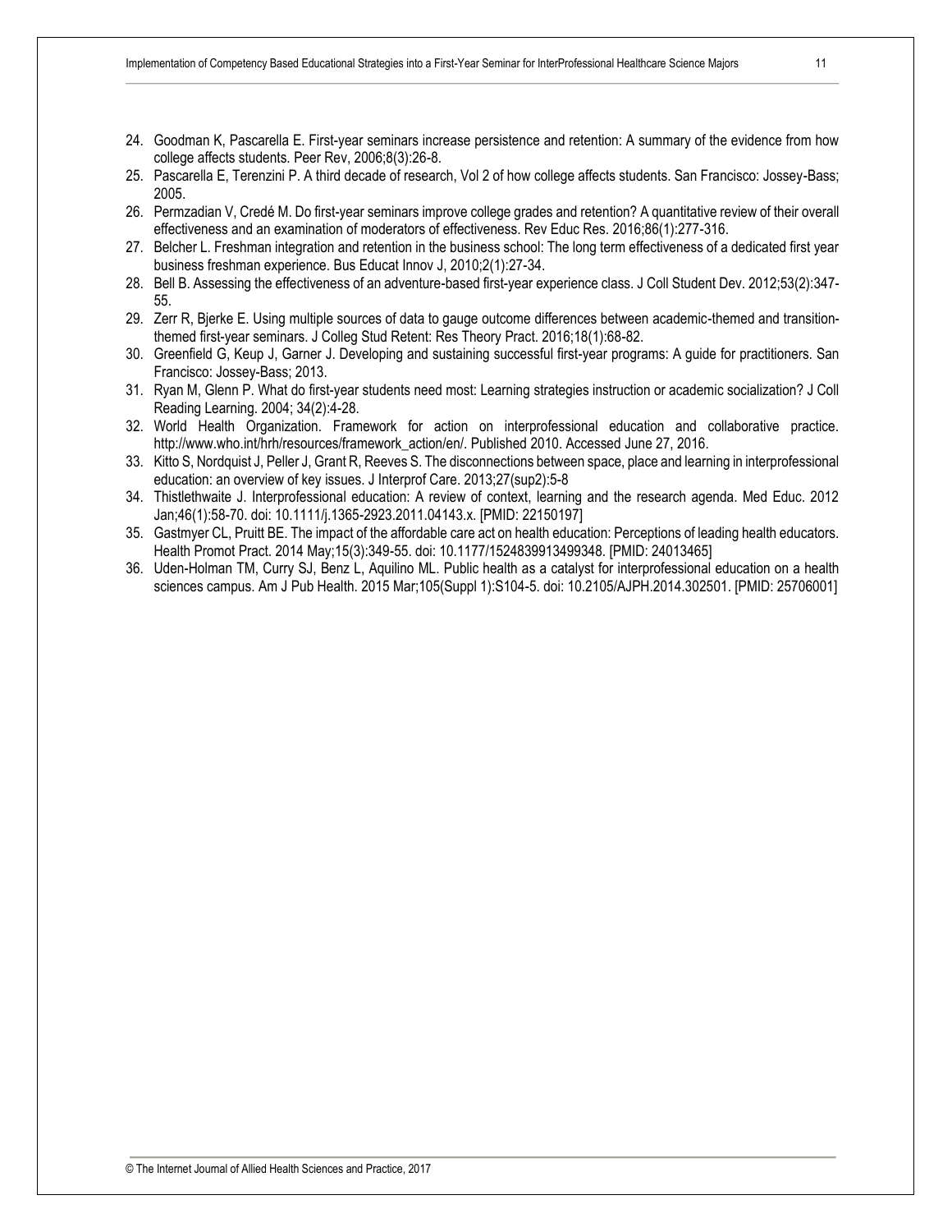24. Goodman K, Pascarella E. First-year seminars increase persistence and retention: A summary of the evidence from how college affects students. Peer Rev, 2006;8(3):26-8.
25. Pascarella E, Terenzini P. A third decade of research, Vol 2 of how college affects students. San Francisco: Jossey-Bass; 2005.
26. Permzadian V, Credé M. Do first-year seminars improve college grades and retention? A quantitative review of their overall effectiveness and an examination of moderators of effectiveness. Rev Educ Res. 2016;86(1):277-316.
27. Belcher L. Freshman integration and retention in the business school: The long term effectiveness of a dedicated first year business freshman experience. Bus Educat Innov J, 2010;2(1):27-34.
28. Bell B. Assessing the effectiveness of an adventure-based first-year experience class. J Coll Student Dev. 2012;53(2):347-55.
29. Zerr R, Bjerke E. Using multiple sources of data to gauge outcome differences between academic-themed and transition-themed first-year seminars. J Colleg Stud Retent: Res Theory Pract. 2016;18(1):68-82.
30. Greenfield G, Keup J, Garner J. Developing and sustaining successful first-year programs: A guide for practitioners. San Francisco: Jossey-Bass; 2013.
31. Ryan M, Glenn P. What do first-year students need most: Learning strategies instruction or academic socialization? J Coll Reading Learning. 2004; 34(2):4-28.
32. World Health Organization. Framework for action on interprofessional education and collaborative practice. http://www.who.int/hrh/resources/framework_action/en/. Published 2010. Accessed June 27, 2016.
33. Kitto S, Nordquist J, Peller J, Grant R, Reeves S. The disconnections between space, place and learning in interprofessional education: an overview of key issues. J Interprof Care. 2013;27(sup2):5-8
34. Thistlethwaite J. Interprofessional education: A review of context, learning and the research agenda. Med Educ. 2012 Jan;46(1):58-70. doi: 10.1111/j.1365-2923.2011.04143.x. [PMID: 22150197]
35. Gastmyer CL, Pruitt BE. The impact of the affordable care act on health education: Perceptions of leading health educators. Health Promot Pract. 2014 May;15(3):349-55. doi: 10.1177/1524839913499348. [PMID: 24013465]
36. Uden-Holman TM, Curry SJ, Benz L, Aquilino ML. Public health as a catalyst for interprofessional education on a health sciences campus. Am J Pub Health. 2015 Mar;105(Suppl 1):S104-5. doi: 10.2105/AJPH.2014.302501. [PMID: 25706001]